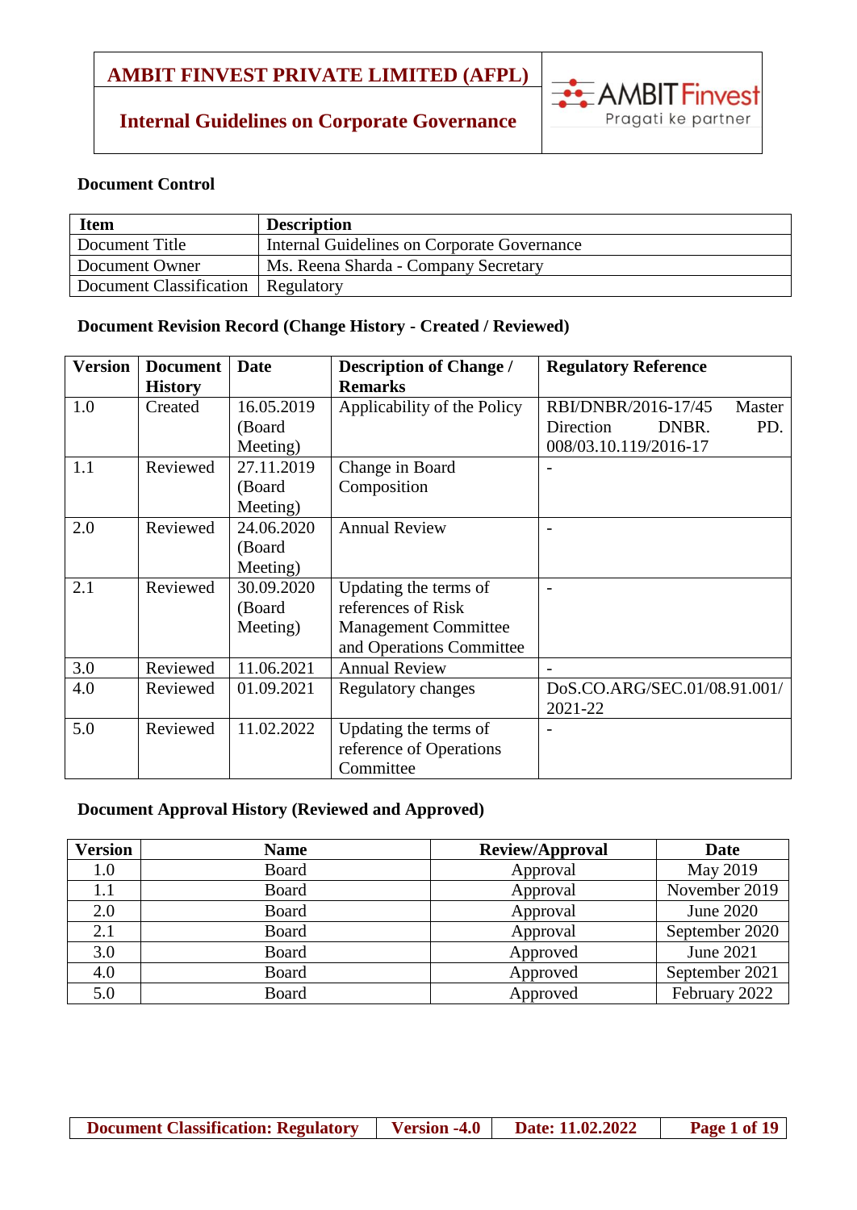# AMBIT FINVEST PRIVATE LIMITED (AFPL)

## Internal Guidelines on Corporate Governance

AMBIT Finvest
Pragati ke partner

### Document Control

| Item | Description |
|---|---|
| Document Title | Internal Guidelines on Corporate Governance |
| Document Owner | Ms. Reena Sharda - Company Secretary |
| Document Classification | Regulatory |

### Document Revision Record (Change History - Created / Reviewed)

| Version | Document History | Date | Description of Change / Remarks | Regulatory Reference |
|---|---|---|---|---|
| 1.0 | Created | 16.05.2019 (Board Meeting) | Applicability of the Policy | RBI/DNBR/2016-17/45 Master Direction DNBR. PD. 008/03.10.119/2016-17 |
| 1.1 | Reviewed | 27.11.2019 (Board Meeting) | Change in Board Composition | - |
| 2.0 | Reviewed | 24.06.2020 (Board Meeting) | Annual Review | - |
| 2.1 | Reviewed | 30.09.2020 (Board Meeting) | Updating the terms of references of Risk Management Committee and Operations Committee | - |
| 3.0 | Reviewed | 11.06.2021 | Annual Review | - |
| 4.0 | Reviewed | 01.09.2021 | Regulatory changes | DoS.CO.ARG/SEC.01/08.91.001/ 2021-22 |
| 5.0 | Reviewed | 11.02.2022 | Updating the terms of reference of Operations Committee | - |

### Document Approval History (Reviewed and Approved)

| Version | Name | Review/Approval | Date |
|---|---|---|---|
| 1.0 | Board | Approval | May 2019 |
| 1.1 | Board | Approval | November 2019 |
| 2.0 | Board | Approval | June 2020 |
| 2.1 | Board | Approval | September 2020 |
| 3.0 | Board | Approved | June 2021 |
| 4.0 | Board | Approved | September 2021 |
| 5.0 | Board | Approved | February 2022 |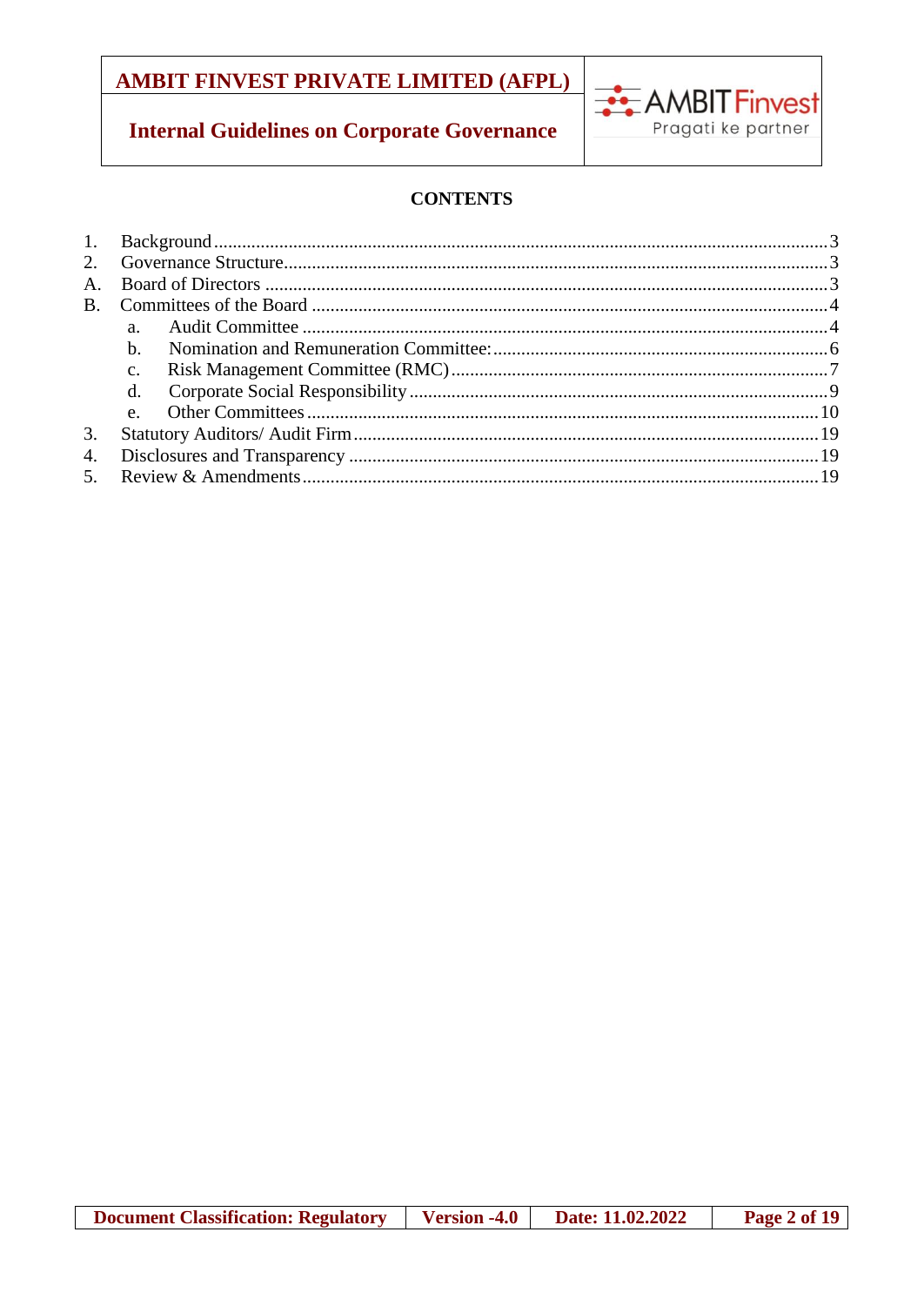## CONTENTS

1. Background .......... 3
2. Governance Structure .......... 3

A. Board of Directors .......... 3

B. Committees of the Board .......... 4

   a. Audit Committee .......... 4
   b. Nomination and Remuneration Committee: .......... 6
   c. Risk Management Committee (RMC) .......... 7
   d. Corporate Social Responsibility .......... 9
   e. Other Committees .......... 10

3. Statutory Auditors/ Audit Firm .......... 19
4. Disclosures and Transparency .......... 19
5. Review & Amendments .......... 19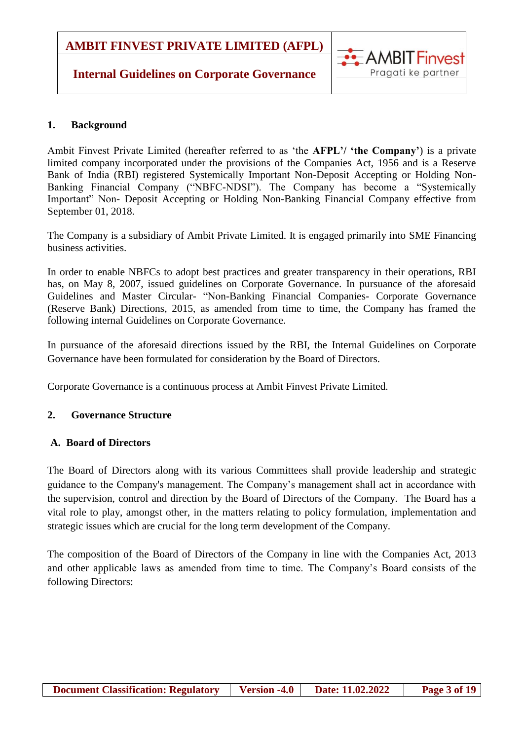## 1. Background

Ambit Finvest Private Limited (hereafter referred to as 'the **AFPL'/ 'the Company'**) is a private limited company incorporated under the provisions of the Companies Act, 1956 and is a Reserve Bank of India (RBI) registered Systemically Important Non-Deposit Accepting or Holding Non-Banking Financial Company ("NBFC-NDSI"). The Company has become a "Systemically Important" Non- Deposit Accepting or Holding Non-Banking Financial Company effective from September 01, 2018.

The Company is a subsidiary of Ambit Private Limited. It is engaged primarily into SME Financing business activities.

In order to enable NBFCs to adopt best practices and greater transparency in their operations, RBI has, on May 8, 2007, issued guidelines on Corporate Governance. In pursuance of the aforesaid Guidelines and Master Circular- "Non-Banking Financial Companies- Corporate Governance (Reserve Bank) Directions, 2015, as amended from time to time, the Company has framed the following internal Guidelines on Corporate Governance.

In pursuance of the aforesaid directions issued by the RBI, the Internal Guidelines on Corporate Governance have been formulated for consideration by the Board of Directors.

Corporate Governance is a continuous process at Ambit Finvest Private Limited.

## 2. Governance Structure

### A. Board of Directors

The Board of Directors along with its various Committees shall provide leadership and strategic guidance to the Company's management. The Company's management shall act in accordance with the supervision, control and direction by the Board of Directors of the Company. The Board has a vital role to play, amongst other, in the matters relating to policy formulation, implementation and strategic issues which are crucial for the long term development of the Company.

The composition of the Board of Directors of the Company in line with the Companies Act, 2013 and other applicable laws as amended from time to time. The Company's Board consists of the following Directors: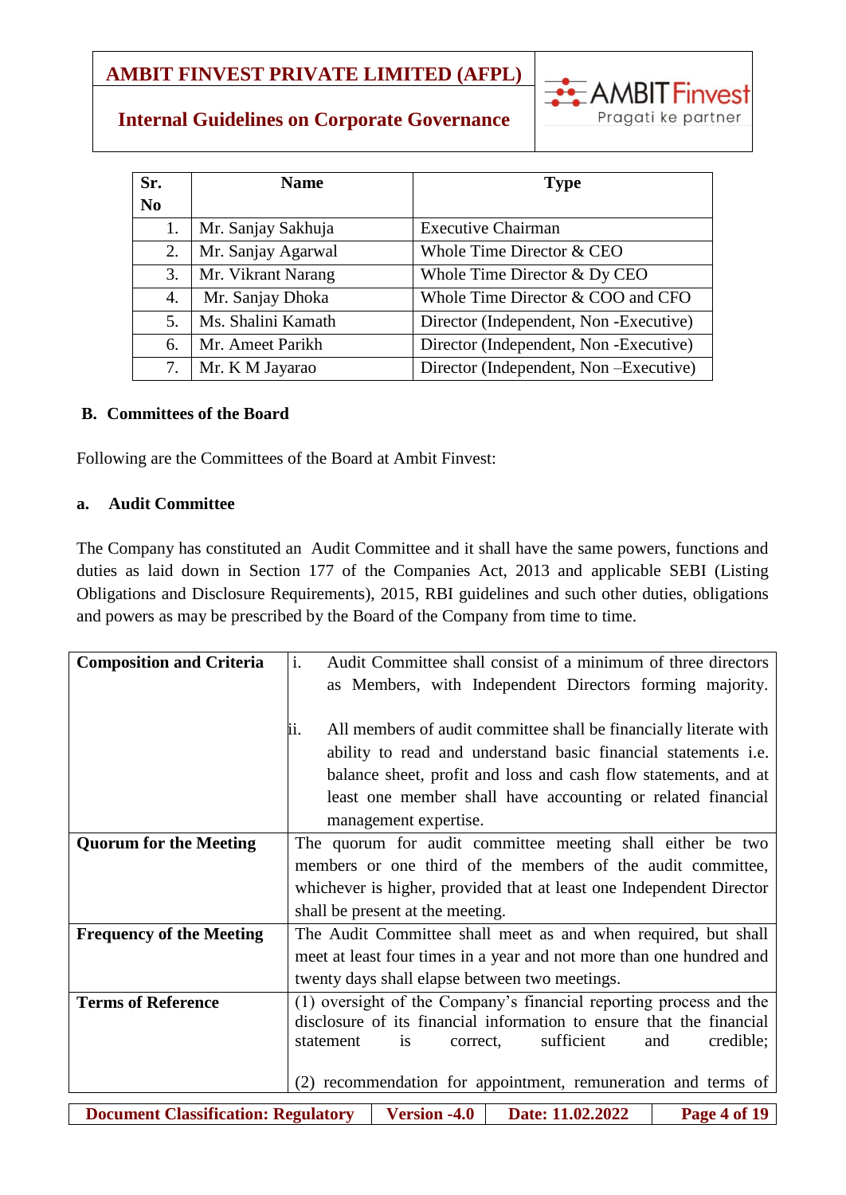| Sr. No | Name | Type |
|---|---|---|
| 1. | Mr. Sanjay Sakhuja | Executive Chairman |
| 2. | Mr. Sanjay Agarwal | Whole Time Director & CEO |
| 3. | Mr. Vikrant Narang | Whole Time Director & Dy CEO |
| 4. | Mr. Sanjay Dhoka | Whole Time Director & COO and CFO |
| 5. | Ms. Shalini Kamath | Director (Independent, Non -Executive) |
| 6. | Mr. Ameet Parikh | Director (Independent, Non -Executive) |
| 7. | Mr. K M Jayarao | Director (Independent, Non –Executive) |

## B. Committees of the Board

Following are the Committees of the Board at Ambit Finvest:

### a. Audit Committee

The Company has constituted an Audit Committee and it shall have the same powers, functions and duties as laid down in Section 177 of the Companies Act, 2013 and applicable SEBI (Listing Obligations and Disclosure Requirements), 2015, RBI guidelines and such other duties, obligations and powers as may be prescribed by the Board of the Company from time to time.

| | |
|---|---|
| **Composition and Criteria** | i. Audit Committee shall consist of a minimum of three directors as Members, with Independent Directors forming majority.<br><br>ii. All members of audit committee shall be financially literate with ability to read and understand basic financial statements i.e. balance sheet, profit and loss and cash flow statements, and at least one member shall have accounting or related financial management expertise. |
| **Quorum for the Meeting** | The quorum for audit committee meeting shall either be two members or one third of the members of the audit committee, whichever is higher, provided that at least one Independent Director shall be present at the meeting. |
| **Frequency of the Meeting** | The Audit Committee shall meet as and when required, but shall meet at least four times in a year and not more than one hundred and twenty days shall elapse between two meetings. |
| **Terms of Reference** | (1) oversight of the Company's financial reporting process and the disclosure of its financial information to ensure that the financial statement is correct, sufficient and credible;<br><br>(2) recommendation for appointment, remuneration and terms of |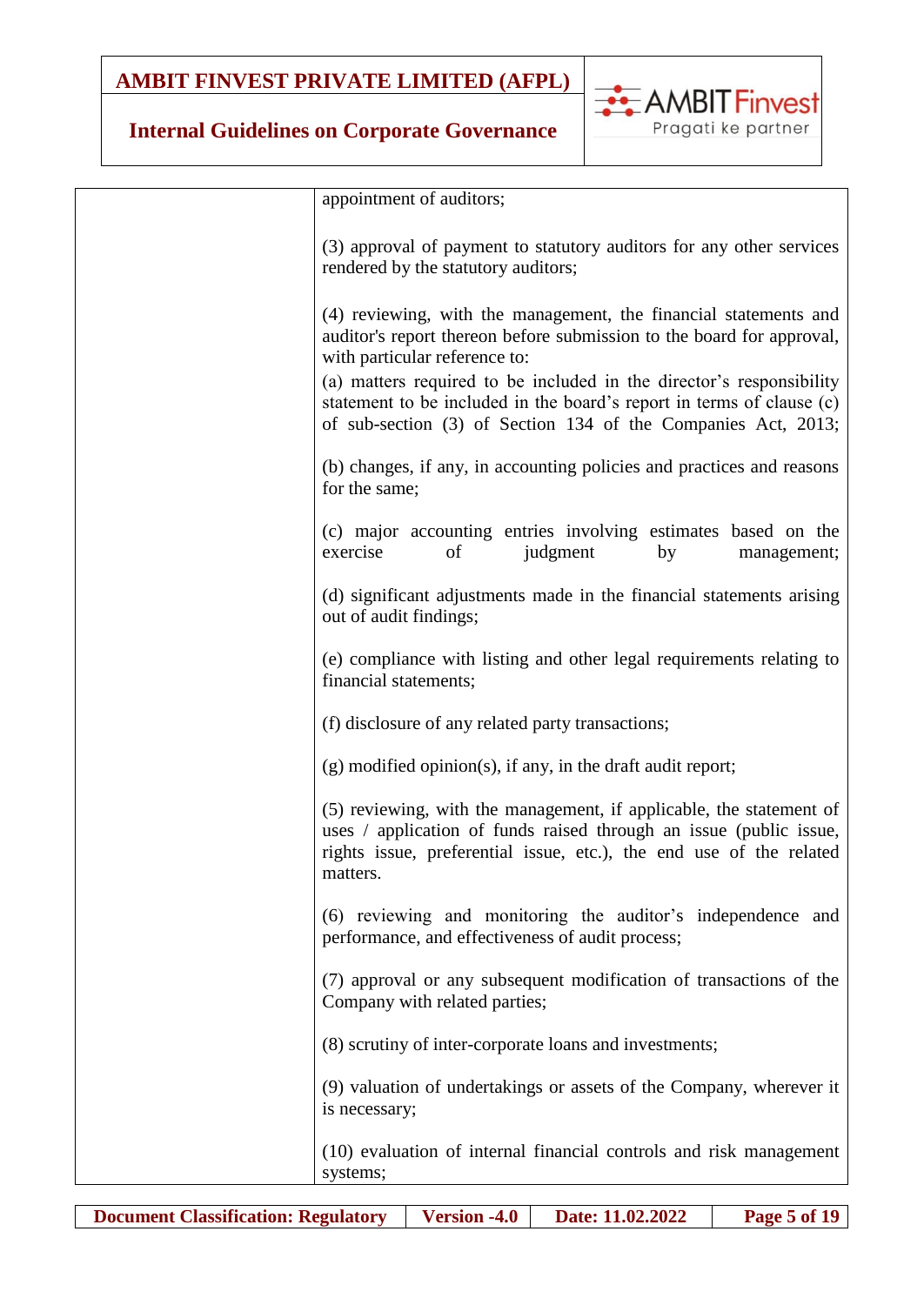| | |
|---|---|
| | appointment of auditors;<br><br>(3) approval of payment to statutory auditors for any other services rendered by the statutory auditors;<br><br>(4) reviewing, with the management, the financial statements and auditor's report thereon before submission to the board for approval, with particular reference to:<br>(a) matters required to be included in the director's responsibility statement to be included in the board's report in terms of clause (c) of sub-section (3) of Section 134 of the Companies Act, 2013;<br><br>(b) changes, if any, in accounting policies and practices and reasons for the same;<br><br>(c) major accounting entries involving estimates based on the exercise of judgment by management;<br><br>(d) significant adjustments made in the financial statements arising out of audit findings;<br><br>(e) compliance with listing and other legal requirements relating to financial statements;<br><br>(f) disclosure of any related party transactions;<br><br>(g) modified opinion(s), if any, in the draft audit report;<br><br>(5) reviewing, with the management, if applicable, the statement of uses / application of funds raised through an issue (public issue, rights issue, preferential issue, etc.), the end use of the related matters.<br><br>(6) reviewing and monitoring the auditor's independence and performance, and effectiveness of audit process;<br><br>(7) approval or any subsequent modification of transactions of the Company with related parties;<br><br>(8) scrutiny of inter-corporate loans and investments;<br><br>(9) valuation of undertakings or assets of the Company, wherever it is necessary;<br><br>(10) evaluation of internal financial controls and risk management systems; |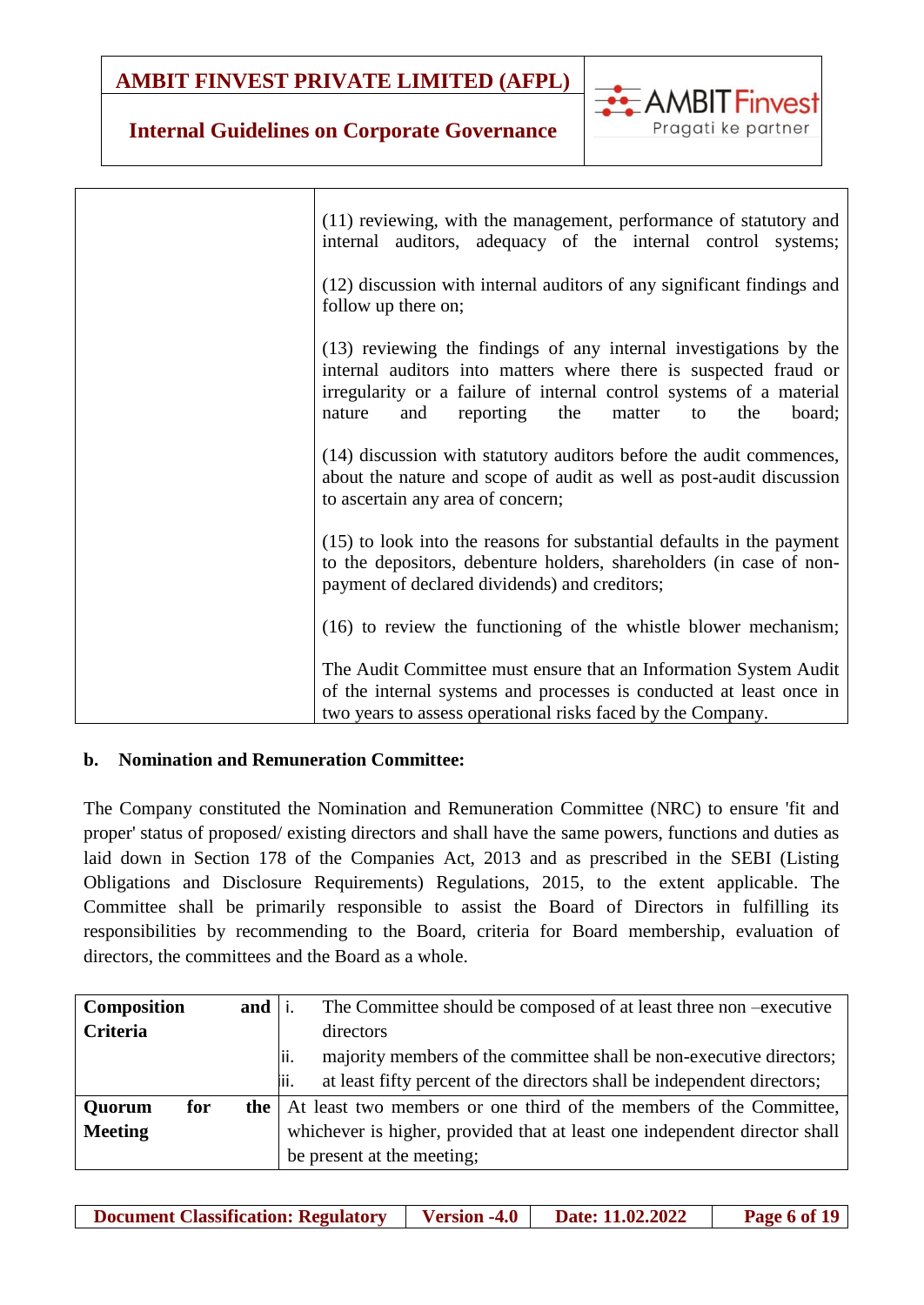| | |
|---|---|
| | (11) reviewing, with the management, performance of statutory and internal auditors, adequacy of the internal control systems;<br><br>(12) discussion with internal auditors of any significant findings and follow up there on;<br><br>(13) reviewing the findings of any internal investigations by the internal auditors into matters where there is suspected fraud or irregularity or a failure of internal control systems of a material nature and reporting the matter to the board;<br><br>(14) discussion with statutory auditors before the audit commences, about the nature and scope of audit as well as post-audit discussion to ascertain any area of concern;<br><br>(15) to look into the reasons for substantial defaults in the payment to the depositors, debenture holders, shareholders (in case of non-payment of declared dividends) and creditors;<br><br>(16) to review the functioning of the whistle blower mechanism;<br><br>The Audit Committee must ensure that an Information System Audit of the internal systems and processes is conducted at least once in two years to assess operational risks faced by the Company. |

**b. Nomination and Remuneration Committee:**

The Company constituted the Nomination and Remuneration Committee (NRC) to ensure 'fit and proper' status of proposed/ existing directors and shall have the same powers, functions and duties as laid down in Section 178 of the Companies Act, 2013 and as prescribed in the SEBI (Listing Obligations and Disclosure Requirements) Regulations, 2015, to the extent applicable. The Committee shall be primarily responsible to assist the Board of Directors in fulfilling its responsibilities by recommending to the Board, criteria for Board membership, evaluation of directors, the committees and the Board as a whole.

| | |
|---|---|
| **Composition and Criteria** | i. The Committee should be composed of at least three non –executive directors<br>ii. majority members of the committee shall be non-executive directors;<br>iii. at least fifty percent of the directors shall be independent directors; |
| **Quorum for the Meeting** | At least two members or one third of the members of the Committee, whichever is higher, provided that at least one independent director shall be present at the meeting; |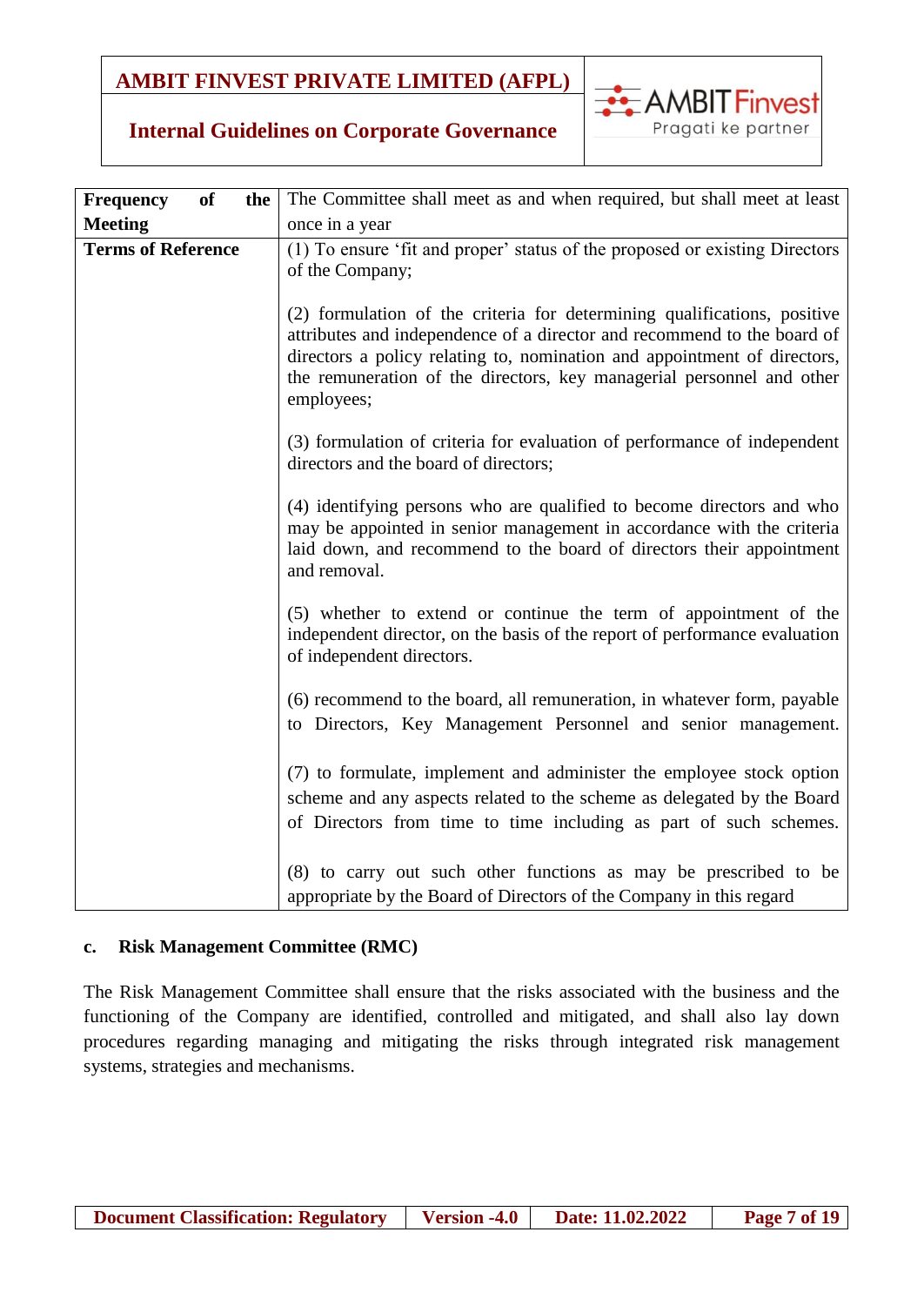| Frequency of the Meeting | The Committee shall meet as and when required, but shall meet at least once in a year |
|---|---|
| **Terms of Reference** | (1) To ensure 'fit and proper' status of the proposed or existing Directors of the Company;<br><br>(2) formulation of the criteria for determining qualifications, positive attributes and independence of a director and recommend to the board of directors a policy relating to, nomination and appointment of directors, the remuneration of the directors, key managerial personnel and other employees;<br><br>(3) formulation of criteria for evaluation of performance of independent directors and the board of directors;<br><br>(4) identifying persons who are qualified to become directors and who may be appointed in senior management in accordance with the criteria laid down, and recommend to the board of directors their appointment and removal.<br><br>(5) whether to extend or continue the term of appointment of the independent director, on the basis of the report of performance evaluation of independent directors.<br><br>(6) recommend to the board, all remuneration, in whatever form, payable to Directors, Key Management Personnel and senior management.<br><br>(7) to formulate, implement and administer the employee stock option scheme and any aspects related to the scheme as delegated by the Board of Directors from time to time including as part of such schemes.<br><br>(8) to carry out such other functions as may be prescribed to be appropriate by the Board of Directors of the Company in this regard |

**c. Risk Management Committee (RMC)**

The Risk Management Committee shall ensure that the risks associated with the business and the functioning of the Company are identified, controlled and mitigated, and shall also lay down procedures regarding managing and mitigating the risks through integrated risk management systems, strategies and mechanisms.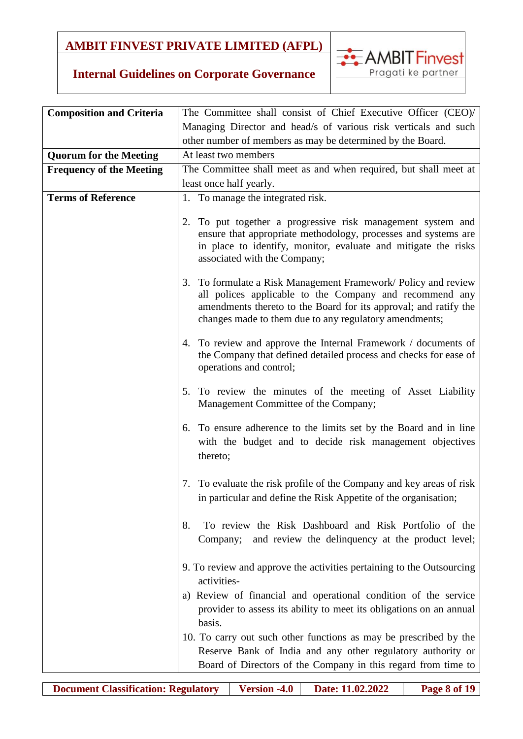| | |
|---|---|
| **Composition and Criteria** | The Committee shall consist of Chief Executive Officer (CEO)/ Managing Director and head/s of various risk verticals and such other number of members as may be determined by the Board. |
| **Quorum for the Meeting** | At least two members |
| **Frequency of the Meeting** | The Committee shall meet as and when required, but shall meet at least once half yearly. |
| **Terms of Reference** | 1. To manage the integrated risk.<br><br>2. To put together a progressive risk management system and ensure that appropriate methodology, processes and systems are in place to identify, monitor, evaluate and mitigate the risks associated with the Company;<br><br>3. To formulate a Risk Management Framework/ Policy and review all polices applicable to the Company and recommend any amendments thereto to the Board for its approval; and ratify the changes made to them due to any regulatory amendments;<br><br>4. To review and approve the Internal Framework / documents of the Company that defined detailed process and checks for ease of operations and control;<br><br>5. To review the minutes of the meeting of Asset Liability Management Committee of the Company;<br><br>6. To ensure adherence to the limits set by the Board and in line with the budget and to decide risk management objectives thereto;<br><br>7. To evaluate the risk profile of the Company and key areas of risk in particular and define the Risk Appetite of the organisation;<br><br>8. To review the Risk Dashboard and Risk Portfolio of the Company; and review the delinquency at the product level;<br><br>9. To review and approve the activities pertaining to the Outsourcing activities-<br>a) Review of financial and operational condition of the service provider to assess its ability to meet its obligations on an annual basis.<br>10. To carry out such other functions as may be prescribed by the Reserve Bank of India and any other regulatory authority or Board of Directors of the Company in this regard from time to |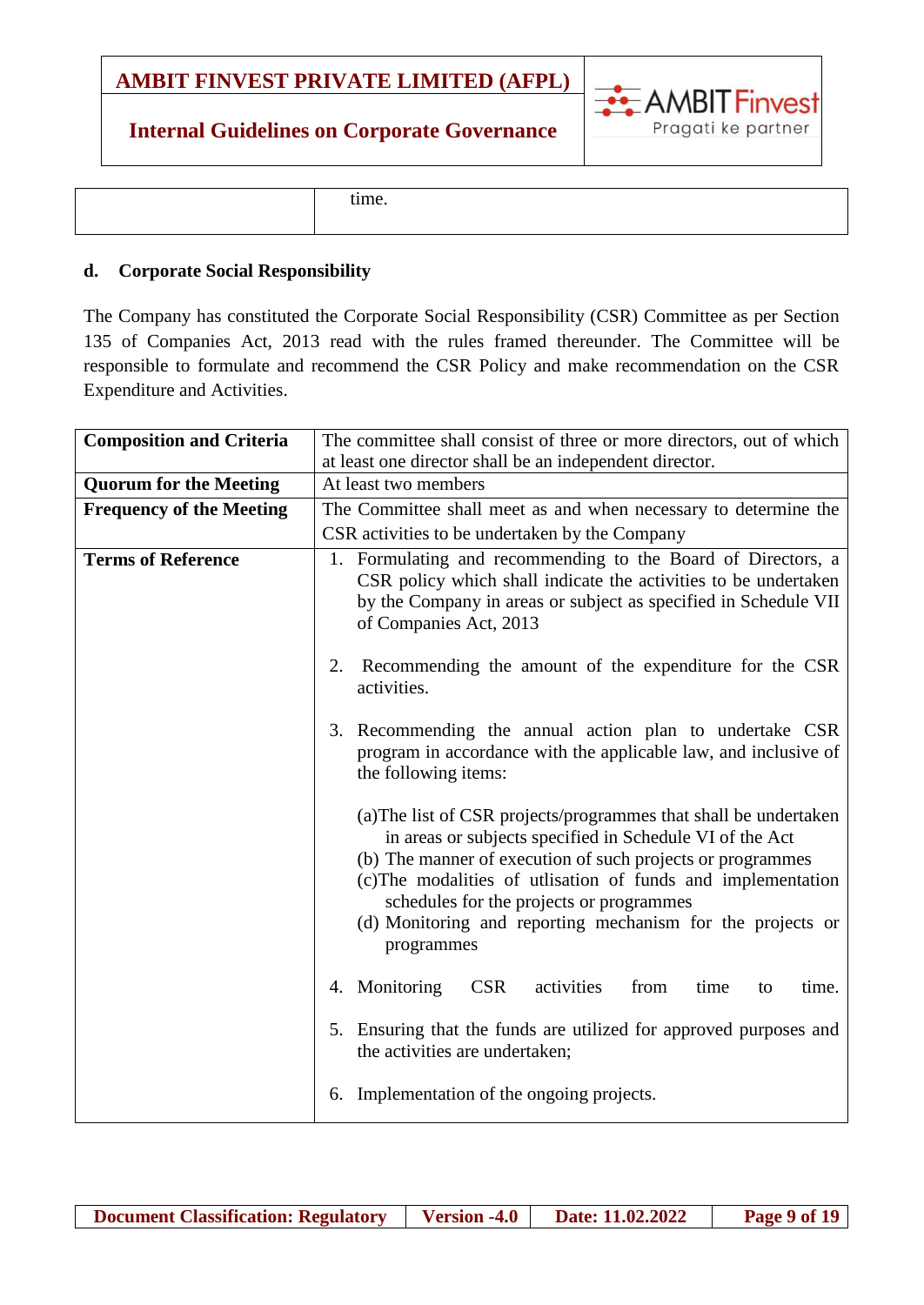| | time. |
|---|---|

**d. Corporate Social Responsibility**

The Company has constituted the Corporate Social Responsibility (CSR) Committee as per Section 135 of Companies Act, 2013 read with the rules framed thereunder. The Committee will be responsible to formulate and recommend the CSR Policy and make recommendation on the CSR Expenditure and Activities.

| **Composition and Criteria** | The committee shall consist of three or more directors, out of which at least one director shall be an independent director. |
|---|---|
| **Quorum for the Meeting** | At least two members |
| **Frequency of the Meeting** | The Committee shall meet as and when necessary to determine the CSR activities to be undertaken by the Company |
| **Terms of Reference** | 1. Formulating and recommending to the Board of Directors, a CSR policy which shall indicate the activities to be undertaken by the Company in areas or subject as specified in Schedule VII of Companies Act, 2013<br><br>2. Recommending the amount of the expenditure for the CSR activities.<br><br>3. Recommending the annual action plan to undertake CSR program in accordance with the applicable law, and inclusive of the following items:<br><br>(a)The list of CSR projects/programmes that shall be undertaken in areas or subjects specified in Schedule VI of the Act<br>(b) The manner of execution of such projects or programmes<br>(c)The modalities of utlisation of funds and implementation schedules for the projects or programmes<br>(d) Monitoring and reporting mechanism for the projects or programmes<br><br>4. Monitoring CSR activities from time to time.<br><br>5. Ensuring that the funds are utilized for approved purposes and the activities are undertaken;<br><br>6. Implementation of the ongoing projects. |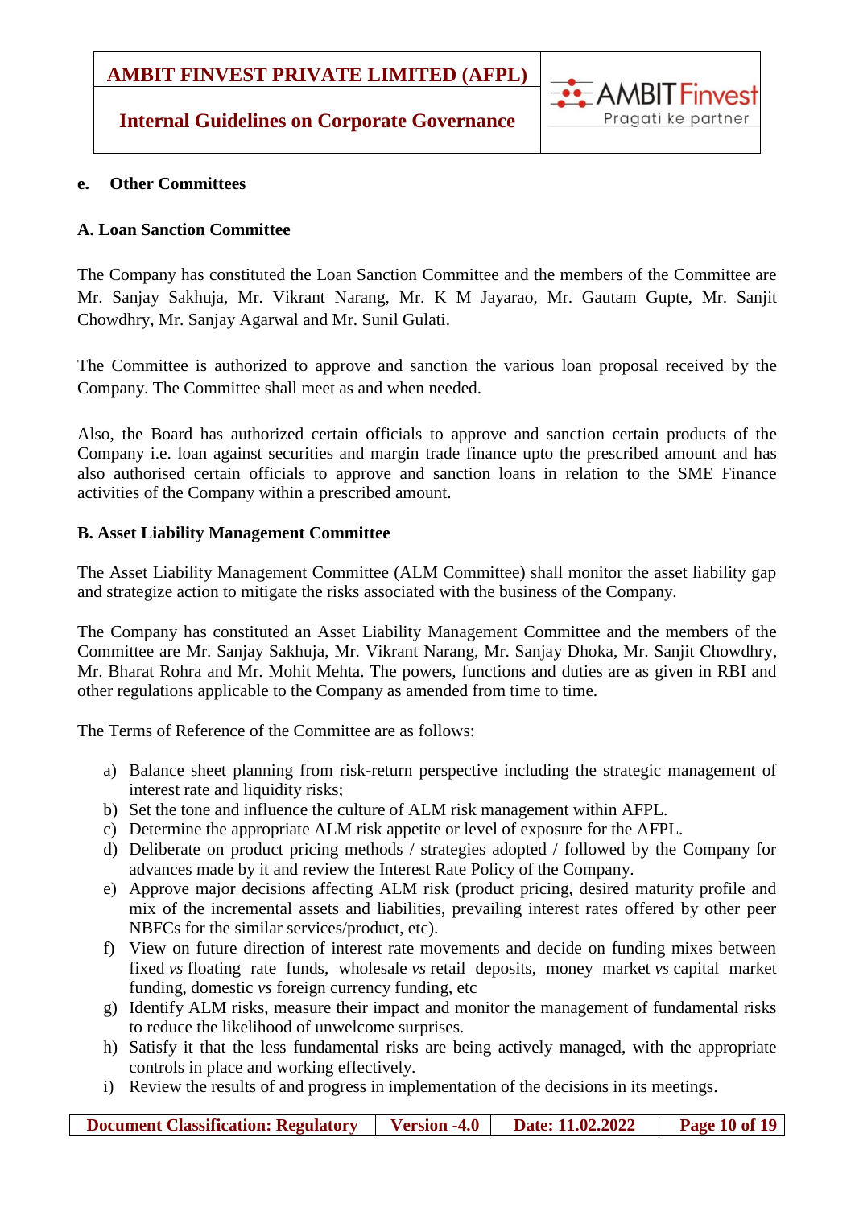**e. Other Committees**

**A. Loan Sanction Committee**

The Company has constituted the Loan Sanction Committee and the members of the Committee are Mr. Sanjay Sakhuja, Mr. Vikrant Narang, Mr. K M Jayarao, Mr. Gautam Gupte, Mr. Sanjit Chowdhry, Mr. Sanjay Agarwal and Mr. Sunil Gulati.

The Committee is authorized to approve and sanction the various loan proposal received by the Company. The Committee shall meet as and when needed.

Also, the Board has authorized certain officials to approve and sanction certain products of the Company i.e. loan against securities and margin trade finance upto the prescribed amount and has also authorised certain officials to approve and sanction loans in relation to the SME Finance activities of the Company within a prescribed amount.

**B. Asset Liability Management Committee**

The Asset Liability Management Committee (ALM Committee) shall monitor the asset liability gap and strategize action to mitigate the risks associated with the business of the Company.

The Company has constituted an Asset Liability Management Committee and the members of the Committee are Mr. Sanjay Sakhuja, Mr. Vikrant Narang, Mr. Sanjay Dhoka, Mr. Sanjit Chowdhry, Mr. Bharat Rohra and Mr. Mohit Mehta. The powers, functions and duties are as given in RBI and other regulations applicable to the Company as amended from time to time.

The Terms of Reference of the Committee are as follows:

a) Balance sheet planning from risk-return perspective including the strategic management of interest rate and liquidity risks;
b) Set the tone and influence the culture of ALM risk management within AFPL.
c) Determine the appropriate ALM risk appetite or level of exposure for the AFPL.
d) Deliberate on product pricing methods / strategies adopted / followed by the Company for advances made by it and review the Interest Rate Policy of the Company.
e) Approve major decisions affecting ALM risk (product pricing, desired maturity profile and mix of the incremental assets and liabilities, prevailing interest rates offered by other peer NBFCs for the similar services/product, etc).
f) View on future direction of interest rate movements and decide on funding mixes between fixed *vs* floating rate funds, wholesale *vs* retail deposits, money market *vs* capital market funding, domestic *vs* foreign currency funding, etc
g) Identify ALM risks, measure their impact and monitor the management of fundamental risks to reduce the likelihood of unwelcome surprises.
h) Satisfy it that the less fundamental risks are being actively managed, with the appropriate controls in place and working effectively.
i) Review the results of and progress in implementation of the decisions in its meetings.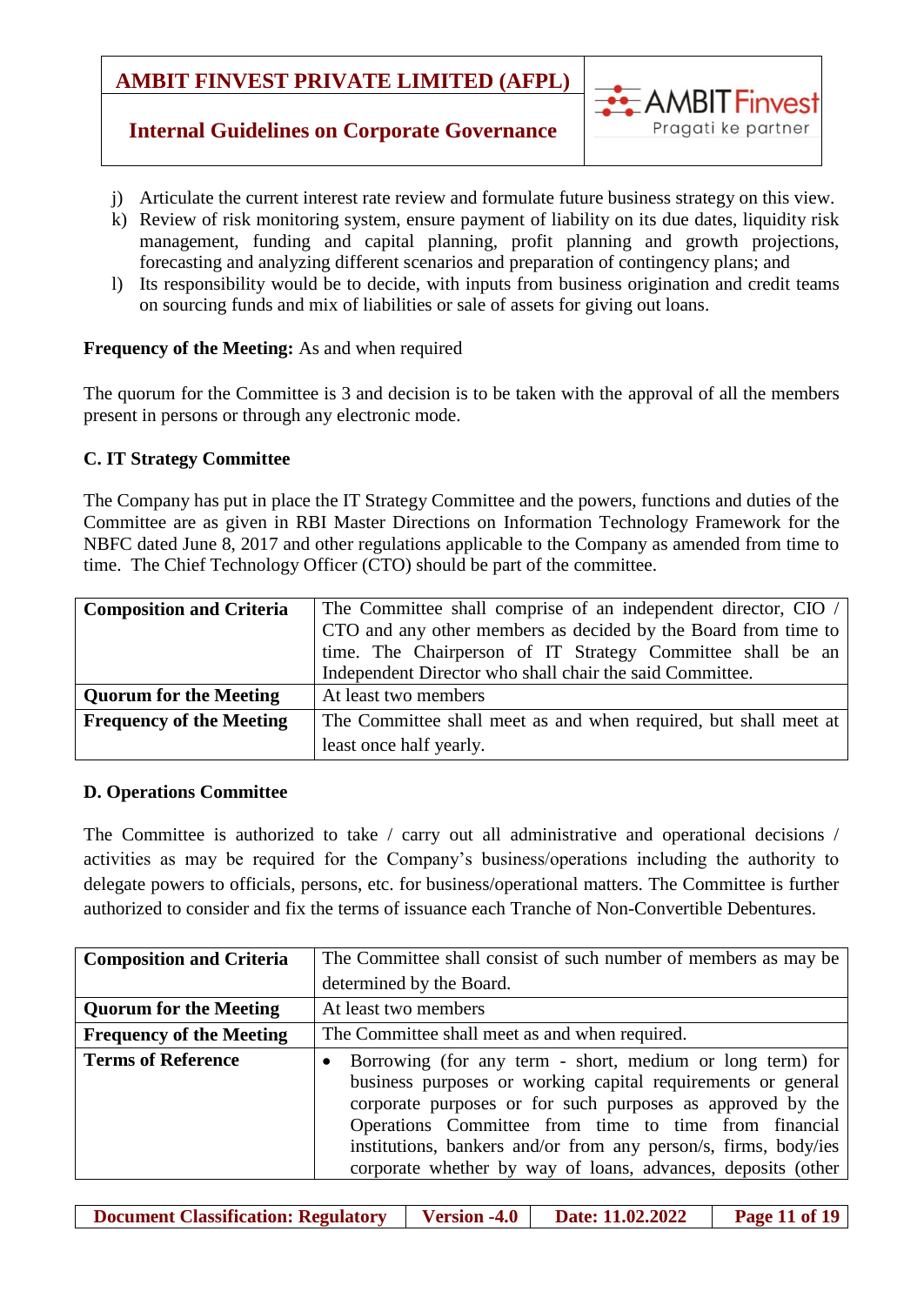j) Articulate the current interest rate review and formulate future business strategy on this view.
k) Review of risk monitoring system, ensure payment of liability on its due dates, liquidity risk management, funding and capital planning, profit planning and growth projections, forecasting and analyzing different scenarios and preparation of contingency plans; and
l) Its responsibility would be to decide, with inputs from business origination and credit teams on sourcing funds and mix of liabilities or sale of assets for giving out loans.

**Frequency of the Meeting:** As and when required

The quorum for the Committee is 3 and decision is to be taken with the approval of all the members present in persons or through any electronic mode.

**C. IT Strategy Committee**

The Company has put in place the IT Strategy Committee and the powers, functions and duties of the Committee are as given in RBI Master Directions on Information Technology Framework for the NBFC dated June 8, 2017 and other regulations applicable to the Company as amended from time to time. The Chief Technology Officer (CTO) should be part of the committee.

| **Composition and Criteria** | The Committee shall comprise of an independent director, CIO / CTO and any other members as decided by the Board from time to time. The Chairperson of IT Strategy Committee shall be an Independent Director who shall chair the said Committee. |
|---|---|
| **Quorum for the Meeting** | At least two members |
| **Frequency of the Meeting** | The Committee shall meet as and when required, but shall meet at least once half yearly. |

**D. Operations Committee**

The Committee is authorized to take / carry out all administrative and operational decisions / activities as may be required for the Company's business/operations including the authority to delegate powers to officials, persons, etc. for business/operational matters. The Committee is further authorized to consider and fix the terms of issuance each Tranche of Non-Convertible Debentures.

| **Composition and Criteria** | The Committee shall consist of such number of members as may be determined by the Board. |
|---|---|
| **Quorum for the Meeting** | At least two members |
| **Frequency of the Meeting** | The Committee shall meet as and when required. |
| **Terms of Reference** | • Borrowing (for any term - short, medium or long term) for business purposes or working capital requirements or general corporate purposes or for such purposes as approved by the Operations Committee from time to time from financial institutions, bankers and/or from any person/s, firms, body/ies corporate whether by way of loans, advances, deposits (other |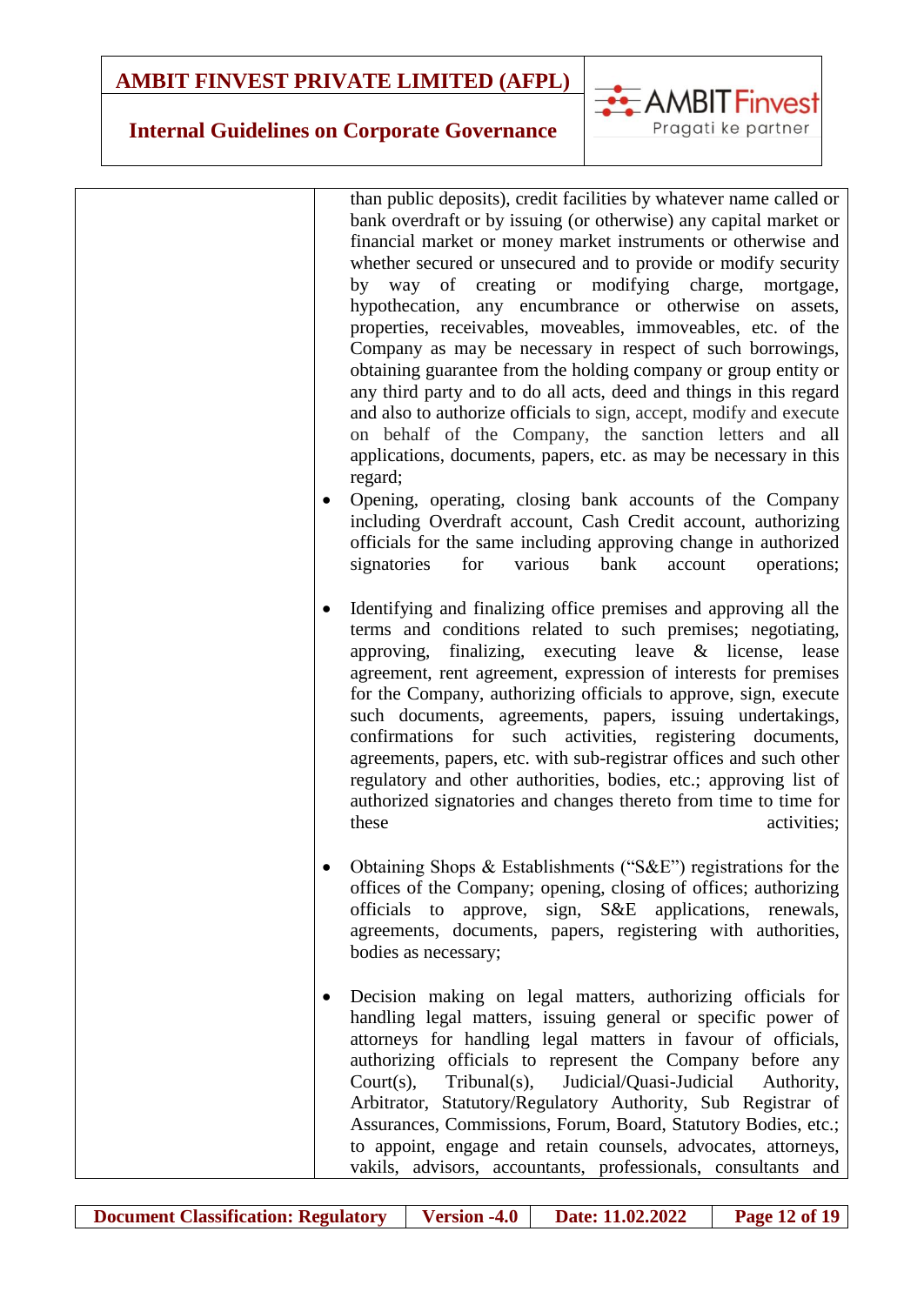| | |
|---|---|
| | than public deposits), credit facilities by whatever name called or bank overdraft or by issuing (or otherwise) any capital market or financial market or money market instruments or otherwise and whether secured or unsecured and to provide or modify security by way of creating or modifying charge, mortgage, hypothecation, any encumbrance or otherwise on assets, properties, receivables, moveables, immoveables, etc. of the Company as may be necessary in respect of such borrowings, obtaining guarantee from the holding company or group entity or any third party and to do all acts, deed and things in this regard and also to authorize officials to sign, accept, modify and execute on behalf of the Company, the sanction letters and all applications, documents, papers, etc. as may be necessary in this regard;<br>• Opening, operating, closing bank accounts of the Company including Overdraft account, Cash Credit account, authorizing officials for the same including approving change in authorized signatories for various bank account operations;<br><br>• Identifying and finalizing office premises and approving all the terms and conditions related to such premises; negotiating, approving, finalizing, executing leave & license, lease agreement, rent agreement, expression of interests for premises for the Company, authorizing officials to approve, sign, execute such documents, agreements, papers, issuing undertakings, confirmations for such activities, registering documents, agreements, papers, etc. with sub-registrar offices and such other regulatory and other authorities, bodies, etc.; approving list of authorized signatories and changes thereto from time to time for these activities;<br><br>• Obtaining Shops & Establishments ("S&E") registrations for the offices of the Company; opening, closing of offices; authorizing officials to approve, sign, S&E applications, renewals, agreements, documents, papers, registering with authorities, bodies as necessary;<br><br>• Decision making on legal matters, authorizing officials for handling legal matters, issuing general or specific power of attorneys for handling legal matters in favour of officials, authorizing officials to represent the Company before any Court(s), Tribunal(s), Judicial/Quasi-Judicial Authority, Arbitrator, Statutory/Regulatory Authority, Sub Registrar of Assurances, Commissions, Forum, Board, Statutory Bodies, etc.; to appoint, engage and retain counsels, advocates, attorneys, vakils, advisors, accountants, professionals, consultants and |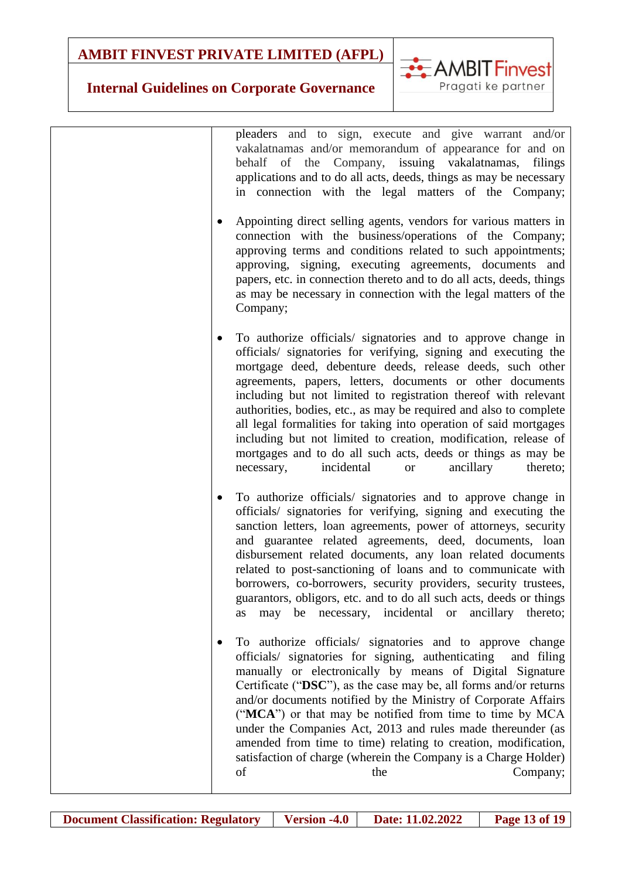| | |
|---|---|
| | pleaders and to sign, execute and give warrant and/or vakalatnamas and/or memorandum of appearance for and on behalf of the Company, issuing vakalatnamas, filings applications and to do all acts, deeds, things as may be necessary in connection with the legal matters of the Company;<br><br>• Appointing direct selling agents, vendors for various matters in connection with the business/operations of the Company; approving terms and conditions related to such appointments; approving, signing, executing agreements, documents and papers, etc. in connection thereto and to do all acts, deeds, things as may be necessary in connection with the legal matters of the Company;<br><br>• To authorize officials/ signatories and to approve change in officials/ signatories for verifying, signing and executing the mortgage deed, debenture deeds, release deeds, such other agreements, papers, letters, documents or other documents including but not limited to registration thereof with relevant authorities, bodies, etc., as may be required and also to complete all legal formalities for taking into operation of said mortgages including but not limited to creation, modification, release of mortgages and to do all such acts, deeds or things as may be necessary, incidental or ancillary thereto;<br><br>• To authorize officials/ signatories and to approve change in officials/ signatories for verifying, signing and executing the sanction letters, loan agreements, power of attorneys, security and guarantee related agreements, deed, documents, loan disbursement related documents, any loan related documents related to post-sanctioning of loans and to communicate with borrowers, co-borrowers, security providers, security trustees, guarantors, obligors, etc. and to do all such acts, deeds or things as may be necessary, incidental or ancillary thereto;<br><br>• To authorize officials/ signatories and to approve change officials/ signatories for signing, authenticating and filing manually or electronically by means of Digital Signature Certificate ("**DSC**"), as the case may be, all forms and/or returns and/or documents notified by the Ministry of Corporate Affairs ("**MCA**") or that may be notified from time to time by MCA under the Companies Act, 2013 and rules made thereunder (as amended from time to time) relating to creation, modification, satisfaction of charge (wherein the Company is a Charge Holder) of the Company; |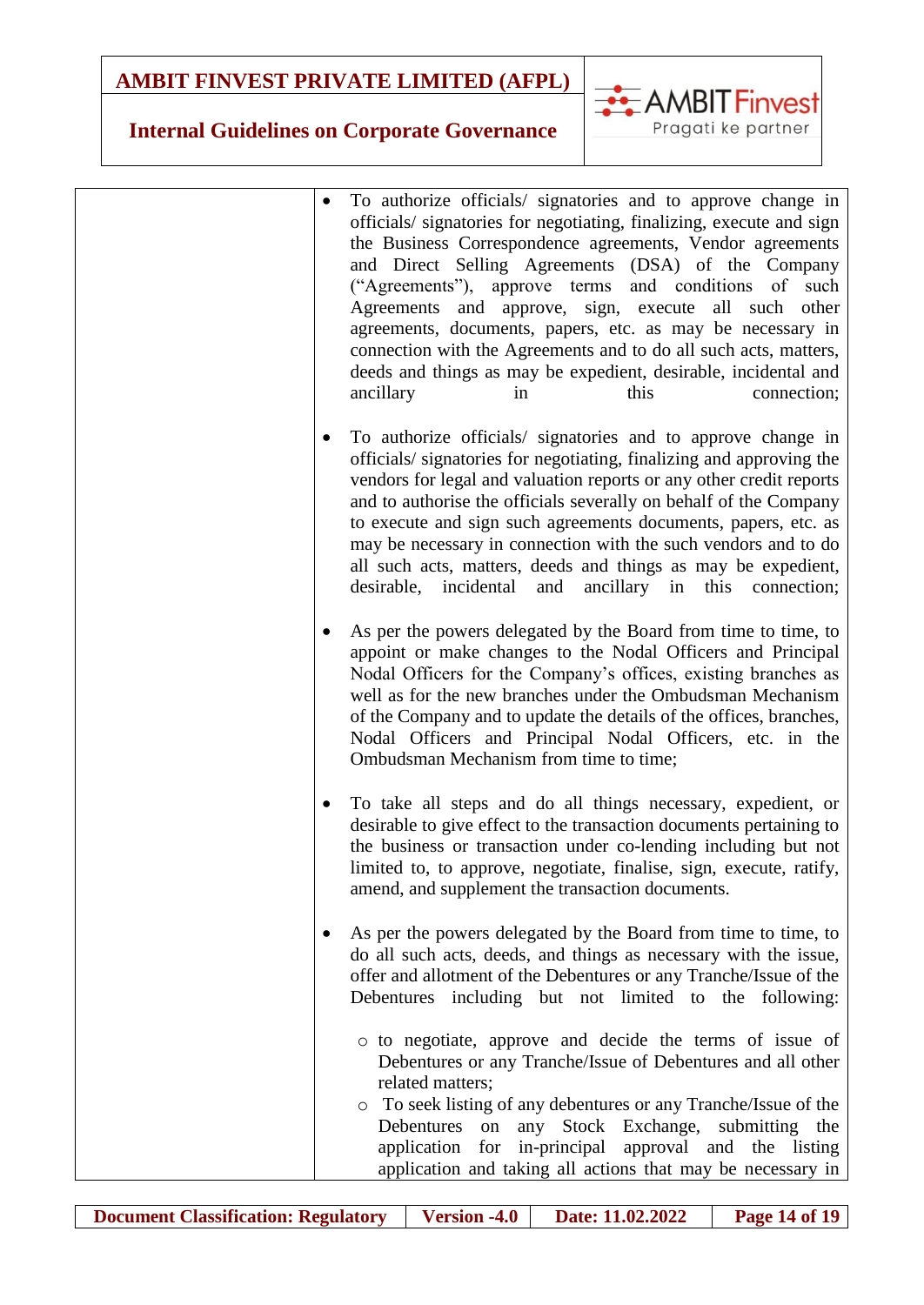| | |
|---|---|
| | • To authorize officials/ signatories and to approve change in officials/ signatories for negotiating, finalizing, execute and sign the Business Correspondence agreements, Vendor agreements and Direct Selling Agreements (DSA) of the Company ("Agreements"), approve terms and conditions of such Agreements and approve, sign, execute all such other agreements, documents, papers, etc. as may be necessary in connection with the Agreements and to do all such acts, matters, deeds and things as may be expedient, desirable, incidental and ancillary in this connection;<br><br>• To authorize officials/ signatories and to approve change in officials/ signatories for negotiating, finalizing and approving the vendors for legal and valuation reports or any other credit reports and to authorise the officials severally on behalf of the Company to execute and sign such agreements documents, papers, etc. as may be necessary in connection with the such vendors and to do all such acts, matters, deeds and things as may be expedient, desirable, incidental and ancillary in this connection;<br><br>• As per the powers delegated by the Board from time to time, to appoint or make changes to the Nodal Officers and Principal Nodal Officers for the Company's offices, existing branches as well as for the new branches under the Ombudsman Mechanism of the Company and to update the details of the offices, branches, Nodal Officers and Principal Nodal Officers, etc. in the Ombudsman Mechanism from time to time;<br><br>• To take all steps and do all things necessary, expedient, or desirable to give effect to the transaction documents pertaining to the business or transaction under co-lending including but not limited to, to approve, negotiate, finalise, sign, execute, ratify, amend, and supplement the transaction documents.<br><br>• As per the powers delegated by the Board from time to time, to do all such acts, deeds, and things as necessary with the issue, offer and allotment of the Debentures or any Tranche/Issue of the Debentures including but not limited to the following:<br>  ○ to negotiate, approve and decide the terms of issue of Debentures or any Tranche/Issue of Debentures and all other related matters;<br>  ○ To seek listing of any debentures or any Tranche/Issue of the Debentures on any Stock Exchange, submitting the application for in-principal approval and the listing application and taking all actions that may be necessary in |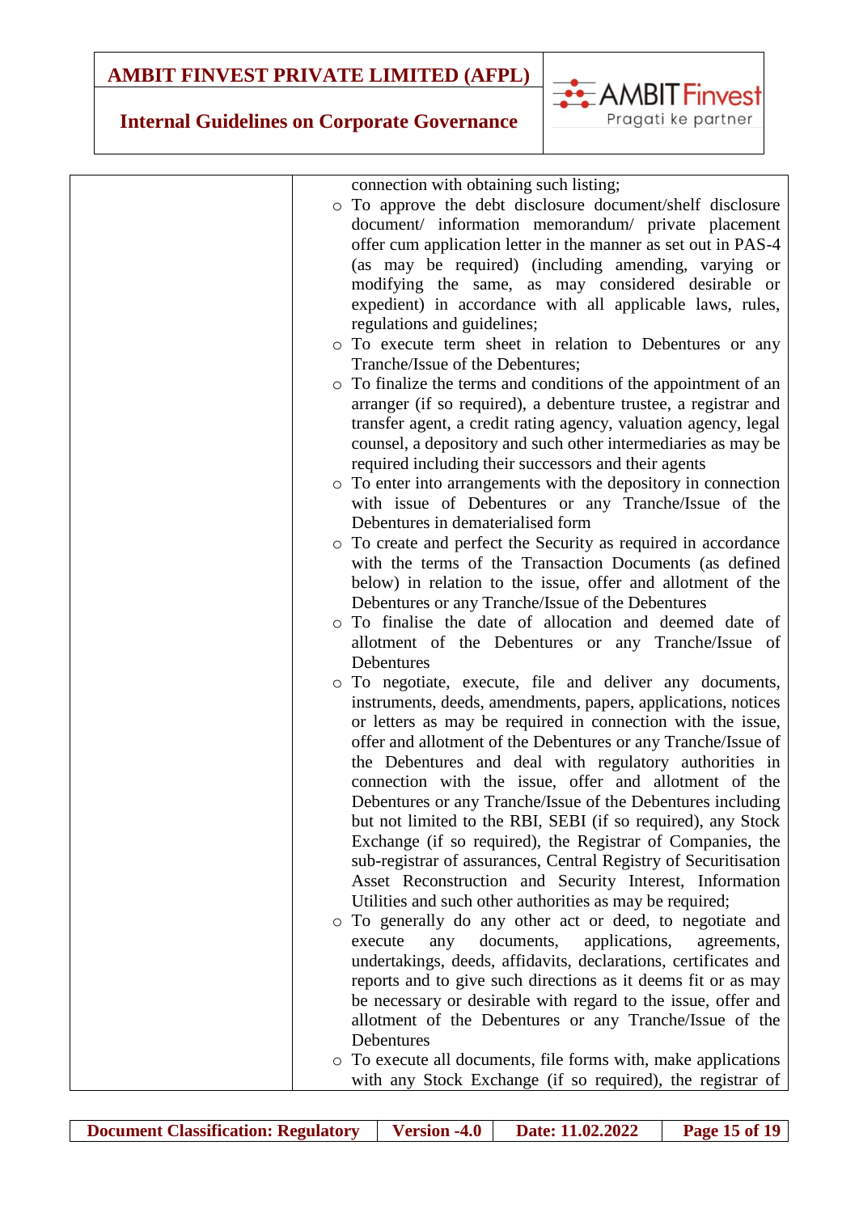| | connection with obtaining such listing;<br>○ To approve the debt disclosure document/shelf disclosure document/ information memorandum/ private placement offer cum application letter in the manner as set out in PAS-4 (as may be required) (including amending, varying or modifying the same, as may considered desirable or expedient) in accordance with all applicable laws, rules, regulations and guidelines;<br>○ To execute term sheet in relation to Debentures or any Tranche/Issue of the Debentures;<br>○ To finalize the terms and conditions of the appointment of an arranger (if so required), a debenture trustee, a registrar and transfer agent, a credit rating agency, valuation agency, legal counsel, a depository and such other intermediaries as may be required including their successors and their agents<br>○ To enter into arrangements with the depository in connection with issue of Debentures or any Tranche/Issue of the Debentures in dematerialised form<br>○ To create and perfect the Security as required in accordance with the terms of the Transaction Documents (as defined below) in relation to the issue, offer and allotment of the Debentures or any Tranche/Issue of the Debentures<br>○ To finalise the date of allocation and deemed date of allotment of the Debentures or any Tranche/Issue of Debentures<br>○ To negotiate, execute, file and deliver any documents, instruments, deeds, amendments, papers, applications, notices or letters as may be required in connection with the issue, offer and allotment of the Debentures or any Tranche/Issue of the Debentures and deal with regulatory authorities in connection with the issue, offer and allotment of the Debentures or any Tranche/Issue of the Debentures including but not limited to the RBI, SEBI (if so required), any Stock Exchange (if so required), the Registrar of Companies, the sub-registrar of assurances, Central Registry of Securitisation Asset Reconstruction and Security Interest, Information Utilities and such other authorities as may be required;<br>○ To generally do any other act or deed, to negotiate and execute any documents, applications, agreements, undertakings, deeds, affidavits, declarations, certificates and reports and to give such directions as it deems fit or as may be necessary or desirable with regard to the issue, offer and allotment of the Debentures or any Tranche/Issue of the Debentures<br>○ To execute all documents, file forms with, make applications with any Stock Exchange (if so required), the registrar of |
|---|---|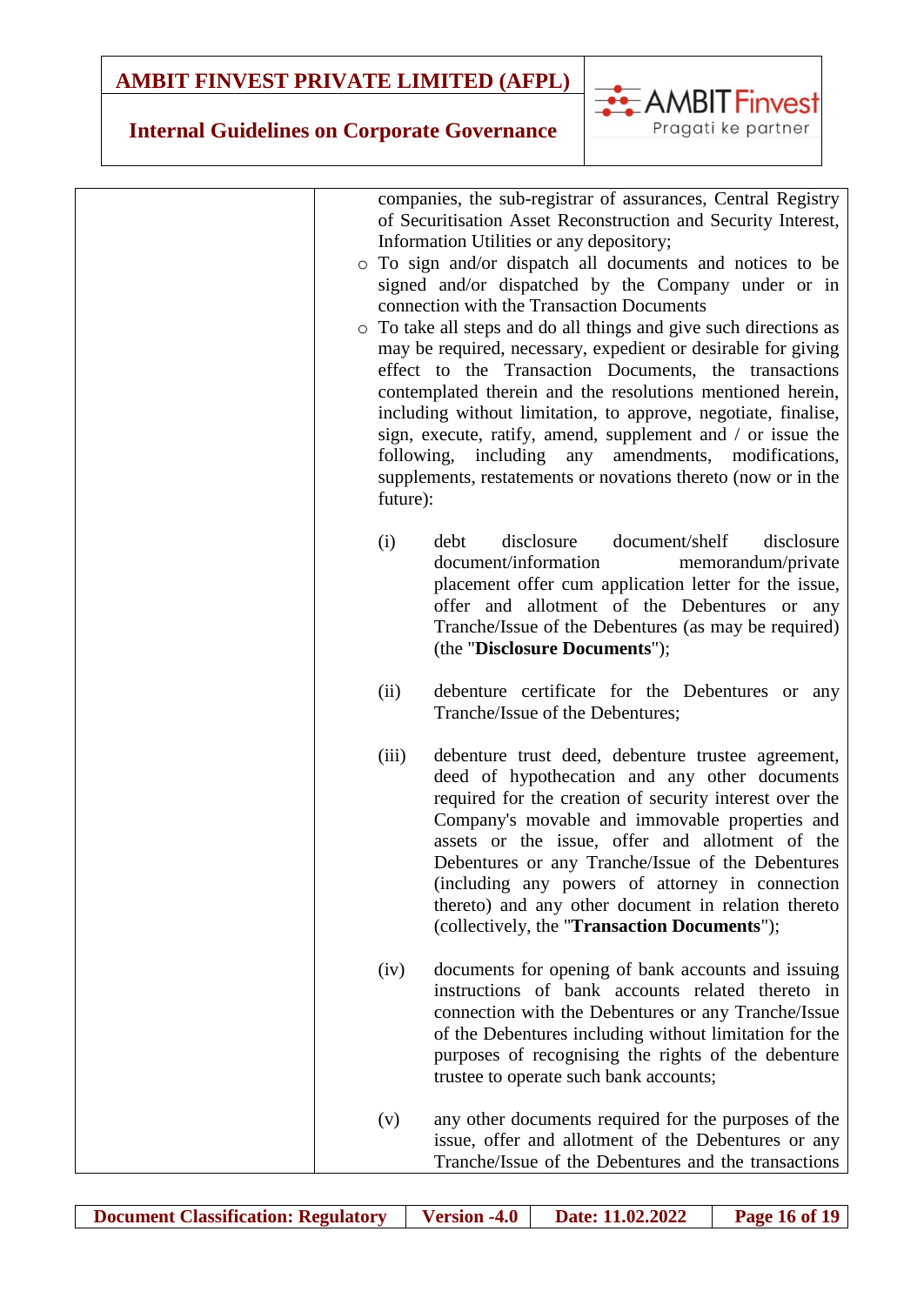| | companies, the sub-registrar of assurances, Central Registry of Securitisation Asset Reconstruction and Security Interest, Information Utilities or any depository;<br>○ To sign and/or dispatch all documents and notices to be signed and/or dispatched by the Company under or in connection with the Transaction Documents<br>○ To take all steps and do all things and give such directions as may be required, necessary, expedient or desirable for giving effect to the Transaction Documents, the transactions contemplated therein and the resolutions mentioned herein, including without limitation, to approve, negotiate, finalise, sign, execute, ratify, amend, supplement and / or issue the following, including any amendments, modifications, supplements, restatements or novations thereto (now or in the future):<br><br>(i) debt disclosure document/shelf disclosure document/information memorandum/private placement offer cum application letter for the issue, offer and allotment of the Debentures or any Tranche/Issue of the Debentures (as may be required) (the "**Disclosure Documents**");<br><br>(ii) debenture certificate for the Debentures or any Tranche/Issue of the Debentures;<br><br>(iii) debenture trust deed, debenture trustee agreement, deed of hypothecation and any other documents required for the creation of security interest over the Company's movable and immovable properties and assets or the issue, offer and allotment of the Debentures or any Tranche/Issue of the Debentures (including any powers of attorney in connection thereto) and any other document in relation thereto (collectively, the "**Transaction Documents**");<br><br>(iv) documents for opening of bank accounts and issuing instructions of bank accounts related thereto in connection with the Debentures or any Tranche/Issue of the Debentures including without limitation for the purposes of recognising the rights of the debenture trustee to operate such bank accounts;<br><br>(v) any other documents required for the purposes of the issue, offer and allotment of the Debentures or any Tranche/Issue of the Debentures and the transactions |
|---|---|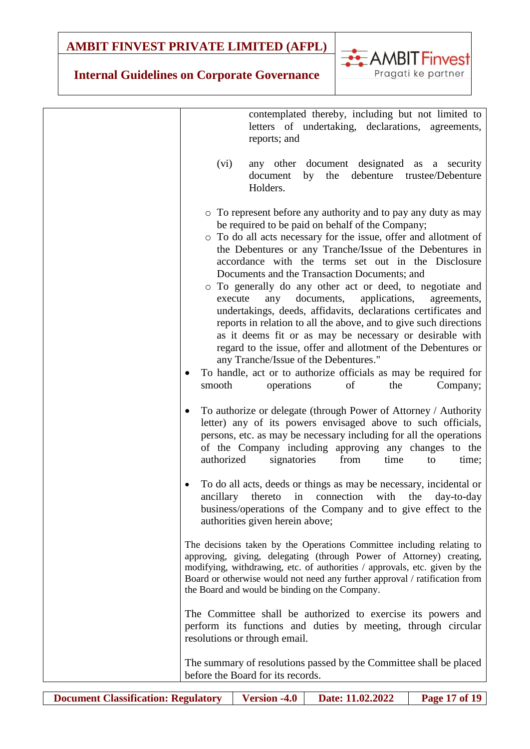| | contemplated thereby, including but not limited to letters of undertaking, declarations, agreements, reports; and<br><br>(vi) any other document designated as a security document by the debenture trustee/Debenture Holders.<br><br>○ To represent before any authority and to pay any duty as may be required to be paid on behalf of the Company;<br>○ To do all acts necessary for the issue, offer and allotment of the Debentures or any Tranche/Issue of the Debentures in accordance with the terms set out in the Disclosure Documents and the Transaction Documents; and<br>○ To generally do any other act or deed, to negotiate and execute any documents, applications, agreements, undertakings, deeds, affidavits, declarations certificates and reports in relation to all the above, and to give such directions as it deems fit or as may be necessary or desirable with regard to the issue, offer and allotment of the Debentures or any Tranche/Issue of the Debentures."<br><br>• To handle, act or to authorize officials as may be required for smooth operations of the Company;<br><br>• To authorize or delegate (through Power of Attorney / Authority letter) any of its powers envisaged above to such officials, persons, etc. as may be necessary including for all the operations of the Company including approving any changes to the authorized signatories from time to time;<br><br>• To do all acts, deeds or things as may be necessary, incidental or ancillary thereto in connection with the day-to-day business/operations of the Company and to give effect to the authorities given herein above;<br><br>The decisions taken by the Operations Committee including relating to approving, giving, delegating (through Power of Attorney) creating, modifying, withdrawing, etc. of authorities / approvals, etc. given by the Board or otherwise would not need any further approval / ratification from the Board and would be binding on the Company.<br><br>The Committee shall be authorized to exercise its powers and perform its functions and duties by meeting, through circular resolutions or through email.<br><br>The summary of resolutions passed by the Committee shall be placed before the Board for its records. |
|---|---|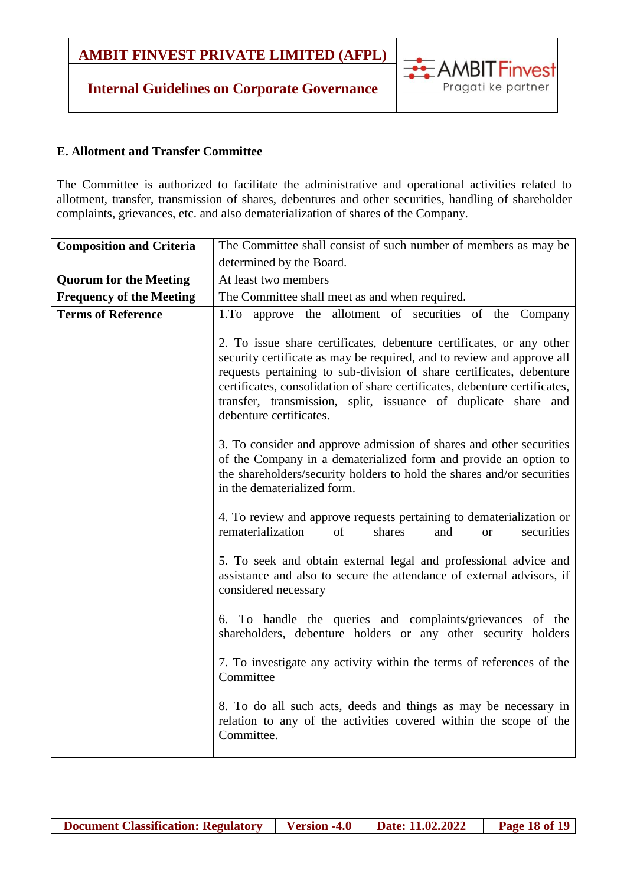### E. Allotment and Transfer Committee

The Committee is authorized to facilitate the administrative and operational activities related to allotment, transfer, transmission of shares, debentures and other securities, handling of shareholder complaints, grievances, etc. and also dematerialization of shares of the Company.

| **Composition and Criteria** | The Committee shall consist of such number of members as may be determined by the Board. |
|---|---|
| **Quorum for the Meeting** | At least two members |
| **Frequency of the Meeting** | The Committee shall meet as and when required. |
| **Terms of Reference** | 1.To approve the allotment of securities of the Company<br><br>2. To issue share certificates, debenture certificates, or any other security certificate as may be required, and to review and approve all requests pertaining to sub-division of share certificates, debenture certificates, consolidation of share certificates, debenture certificates, transfer, transmission, split, issuance of duplicate share and debenture certificates.<br><br>3. To consider and approve admission of shares and other securities of the Company in a dematerialized form and provide an option to the shareholders/security holders to hold the shares and/or securities in the dematerialized form.<br><br>4. To review and approve requests pertaining to dematerialization or rematerialization of shares and or securities<br><br>5. To seek and obtain external legal and professional advice and assistance and also to secure the attendance of external advisors, if considered necessary<br><br>6. To handle the queries and complaints/grievances of the shareholders, debenture holders or any other security holders<br><br>7. To investigate any activity within the terms of references of the Committee<br><br>8. To do all such acts, deeds and things as may be necessary in relation to any of the activities covered within the scope of the Committee. |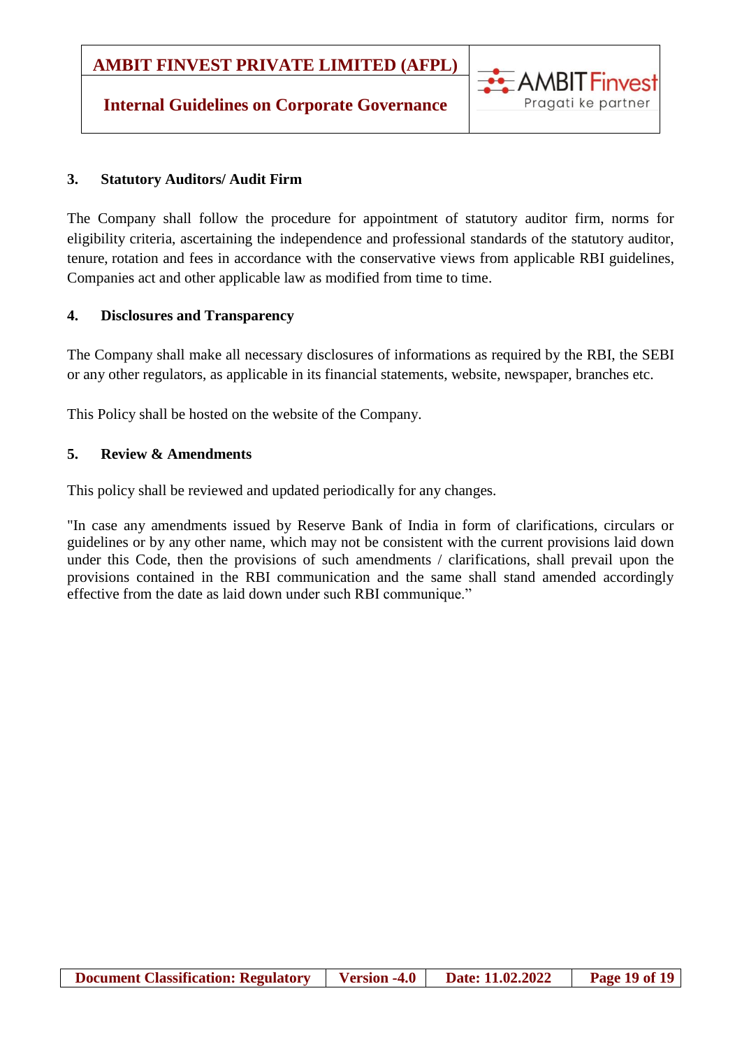## 3. Statutory Auditors/ Audit Firm

The Company shall follow the procedure for appointment of statutory auditor firm, norms for eligibility criteria, ascertaining the independence and professional standards of the statutory auditor, tenure, rotation and fees in accordance with the conservative views from applicable RBI guidelines, Companies act and other applicable law as modified from time to time.

## 4. Disclosures and Transparency

The Company shall make all necessary disclosures of informations as required by the RBI, the SEBI or any other regulators, as applicable in its financial statements, website, newspaper, branches etc.

This Policy shall be hosted on the website of the Company.

## 5. Review & Amendments

This policy shall be reviewed and updated periodically for any changes.

"In case any amendments issued by Reserve Bank of India in form of clarifications, circulars or guidelines or by any other name, which may not be consistent with the current provisions laid down under this Code, then the provisions of such amendments / clarifications, shall prevail upon the provisions contained in the RBI communication and the same shall stand amended accordingly effective from the date as laid down under such RBI communique."